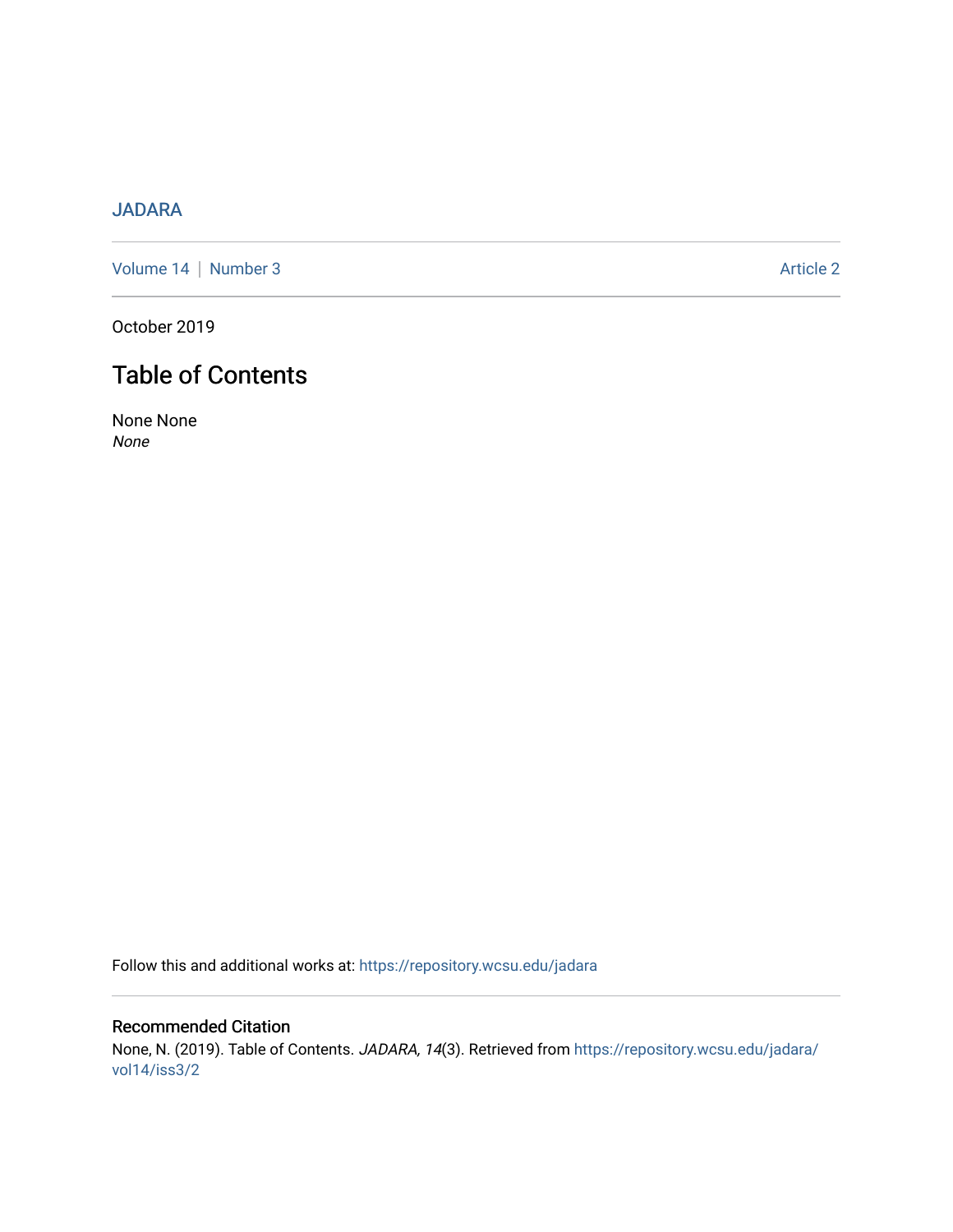JADARA

Volume 14 | Number 3

Article 2

October 2019

# Table of Contents

None None

*None*

Follow this and additional works at: https://repository.wcsu.edu/jadara

## Recommended Citation

None, N. (2019). Table of Contents. *JADARA, 14*(3). Retrieved from https://repository.wcsu.edu/jadara/vol14/iss3/2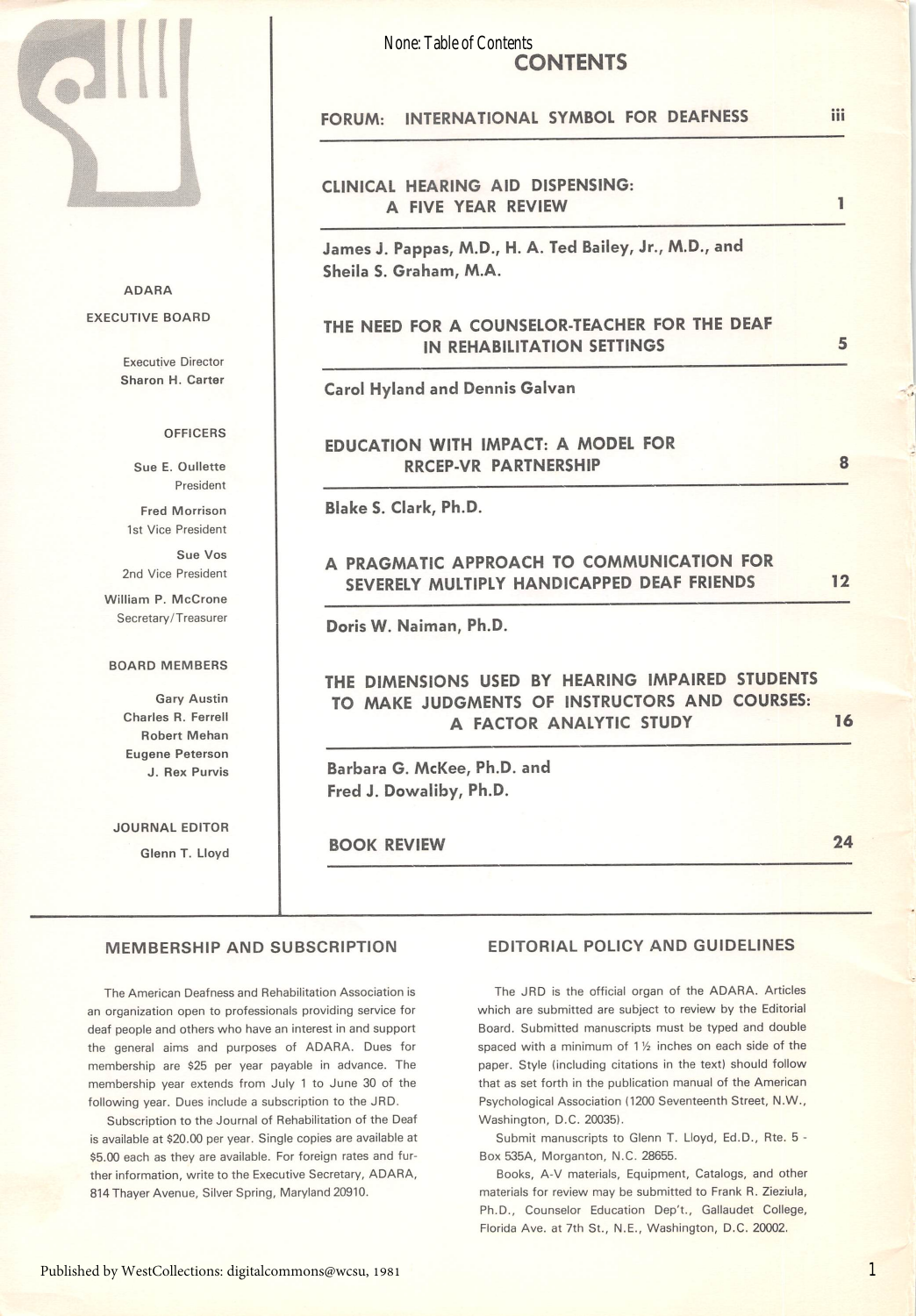None: Table of Contents

# CONTENTS

**FORUM: INTERNATIONAL SYMBOL FOR DEAFNESS** iii

**CLINICAL HEARING AID DISPENSING: A FIVE YEAR REVIEW** 1

James J. Pappas, M.D., H. A. Ted Bailey, Jr., M.D., and Sheila S. Graham, M.A.

**THE NEED FOR A COUNSELOR-TEACHER FOR THE DEAF IN REHABILITATION SETTINGS** 5

Carol Hyland and Dennis Galvan

**EDUCATION WITH IMPACT: A MODEL FOR RRCEP-VR PARTNERSHIP** 8

Blake S. Clark, Ph.D.

**A PRAGMATIC APPROACH TO COMMUNICATION FOR SEVERELY MULTIPLY HANDICAPPED DEAF FRIENDS** 12

Doris W. Naiman, Ph.D.

**THE DIMENSIONS USED BY HEARING IMPAIRED STUDENTS TO MAKE JUDGMENTS OF INSTRUCTORS AND COURSES: A FACTOR ANALYTIC STUDY** 16

Barbara G. McKee, Ph.D. and Fred J. Dowaliby, Ph.D.

**BOOK REVIEW** 24

## ADARA EXECUTIVE BOARD

Executive Director
**Sharon H. Carter**

### OFFICERS

**Sue E. Oullette**
President

**Fred Morrison**
1st Vice President

**Sue Vos**
2nd Vice President

**William P. McCrone**
Secretary/Treasurer

### BOARD MEMBERS

**Gary Austin**
**Charles R. Ferrell**
**Robert Mehan**
**Eugene Peterson**
**J. Rex Purvis**

### JOURNAL EDITOR

**Glenn T. Lloyd**

## MEMBERSHIP AND SUBSCRIPTION

The American Deafness and Rehabilitation Association is an organization open to professionals providing service for deaf people and others who have an interest in and support the general aims and purposes of ADARA. Dues for membership are $25 per year payable in advance. The membership year extends from July 1 to June 30 of the following year. Dues include a subscription to the JRD.

Subscription to the Journal of Rehabilitation of the Deaf is available at $20.00 per year. Single copies are available at $5.00 each as they are available. For foreign rates and further information, write to the Executive Secretary, ADARA, 814 Thayer Avenue, Silver Spring, Maryland 20910.

## EDITORIAL POLICY AND GUIDELINES

The JRD is the official organ of the ADARA. Articles which are submitted are subject to review by the Editorial Board. Submitted manuscripts must be typed and double spaced with a minimum of 1½ inches on each side of the paper. Style (including citations in the text) should follow that as set forth in the publication manual of the American Psychological Association (1200 Seventeenth Street, N.W., Washington, D.C. 20035).

Submit manuscripts to Glenn T. Lloyd, Ed.D., Rte. 5 - Box 535A, Morganton, N.C. 28655.

Books, A-V materials, Equipment, Catalogs, and other materials for review may be submitted to Frank R. Zieziula, Ph.D., Counselor Education Dep't., Gallaudet College, Florida Ave. at 7th St., N.E., Washington, D.C. 20002.